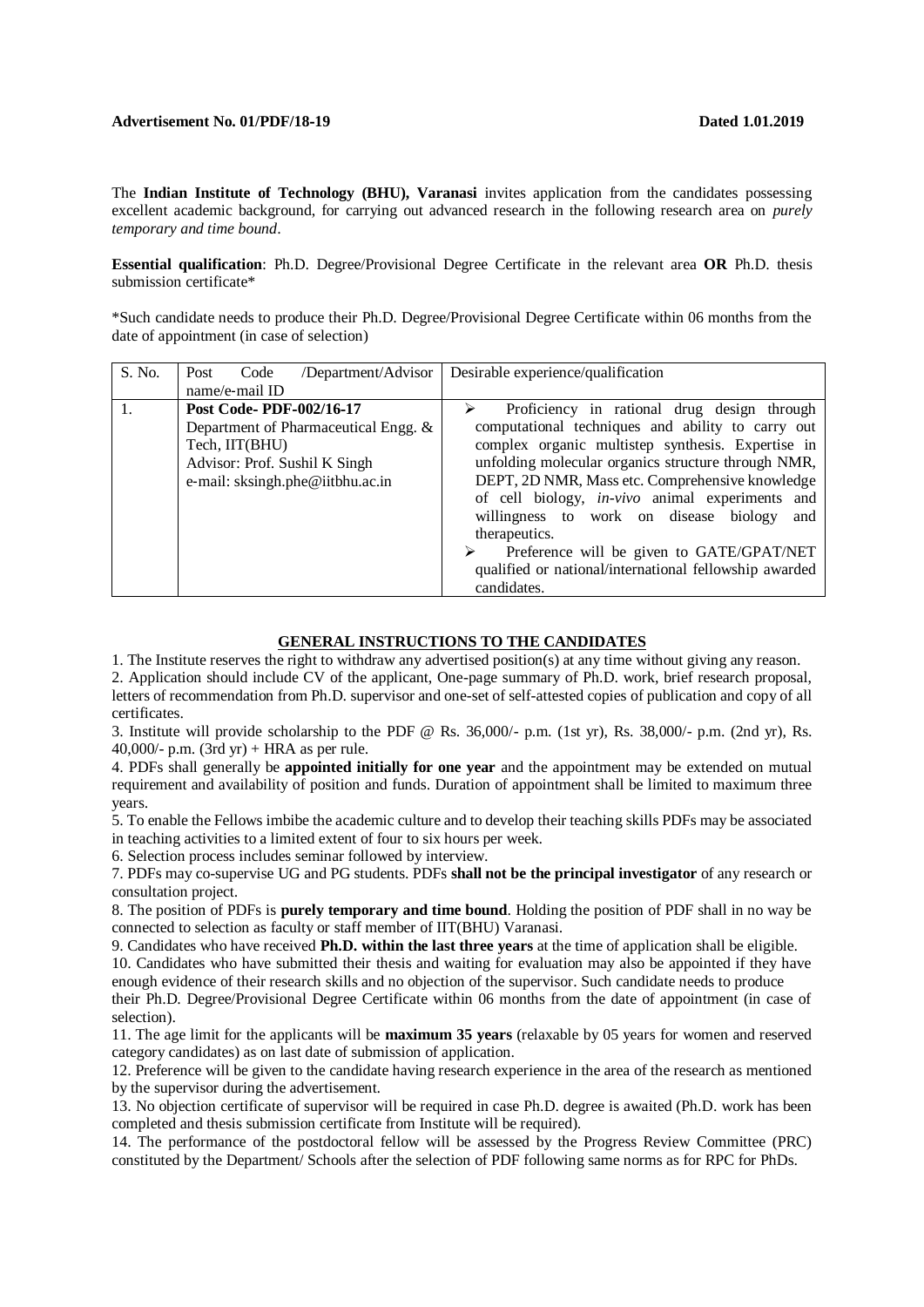**Advertisement No. 01/PDF/18-19** **Dated 1.01.2019**

The **Indian Institute of Technology (BHU), Varanasi** invites application from the candidates possessing excellent academic background, for carrying out advanced research in the following research area on *purely temporary and time bound*.

**Essential qualification**: Ph.D. Degree/Provisional Degree Certificate in the relevant area **OR** Ph.D. thesis submission certificate*

*Such candidate needs to produce their Ph.D. Degree/Provisional Degree Certificate within 06 months from the date of appointment (in case of selection)

| S. No. | Post Code /Department/Advisor name/e-mail ID | Desirable experience/qualification |
|---|---|---|
| 1. | **Post Code- PDF-002/16-17**<br>Department of Pharmaceutical Engg. & Tech, IIT(BHU)<br>Advisor: Prof. Sushil K Singh<br>e-mail: sksingh.phe@iitbhu.ac.in | ➢ Proficiency in rational drug design through computational techniques and ability to carry out complex organic multistep synthesis. Expertise in unfolding molecular organics structure through NMR, DEPT, 2D NMR, Mass etc. Comprehensive knowledge of cell biology, *in-vivo* animal experiments and willingness to work on disease biology and therapeutics.<br>➢ Preference will be given to GATE/GPAT/NET qualified or national/international fellowship awarded candidates. |

## GENERAL INSTRUCTIONS TO THE CANDIDATES

1. The Institute reserves the right to withdraw any advertised position(s) at any time without giving any reason.
2. Application should include CV of the applicant, One-page summary of Ph.D. work, brief research proposal, letters of recommendation from Ph.D. supervisor and one-set of self-attested copies of publication and copy of all certificates.
3. Institute will provide scholarship to the PDF @ Rs. 36,000/- p.m. (1st yr), Rs. 38,000/- p.m. (2nd yr), Rs. 40,000/- p.m. (3rd yr) + HRA as per rule.
4. PDFs shall generally be **appointed initially for one year** and the appointment may be extended on mutual requirement and availability of position and funds. Duration of appointment shall be limited to maximum three years.
5. To enable the Fellows imbibe the academic culture and to develop their teaching skills PDFs may be associated in teaching activities to a limited extent of four to six hours per week.
6. Selection process includes seminar followed by interview.
7. PDFs may co-supervise UG and PG students. PDFs **shall not be the principal investigator** of any research or consultation project.
8. The position of PDFs is **purely temporary and time bound**. Holding the position of PDF shall in no way be connected to selection as faculty or staff member of IIT(BHU) Varanasi.
9. Candidates who have received **Ph.D. within the last three years** at the time of application shall be eligible.
10. Candidates who have submitted their thesis and waiting for evaluation may also be appointed if they have enough evidence of their research skills and no objection of the supervisor. Such candidate needs to produce their Ph.D. Degree/Provisional Degree Certificate within 06 months from the date of appointment (in case of selection).
11. The age limit for the applicants will be **maximum 35 years** (relaxable by 05 years for women and reserved category candidates) as on last date of submission of application.
12. Preference will be given to the candidate having research experience in the area of the research as mentioned by the supervisor during the advertisement.
13. No objection certificate of supervisor will be required in case Ph.D. degree is awaited (Ph.D. work has been completed and thesis submission certificate from Institute will be required).
14. The performance of the postdoctoral fellow will be assessed by the Progress Review Committee (PRC) constituted by the Department/ Schools after the selection of PDF following same norms as for RPC for PhDs.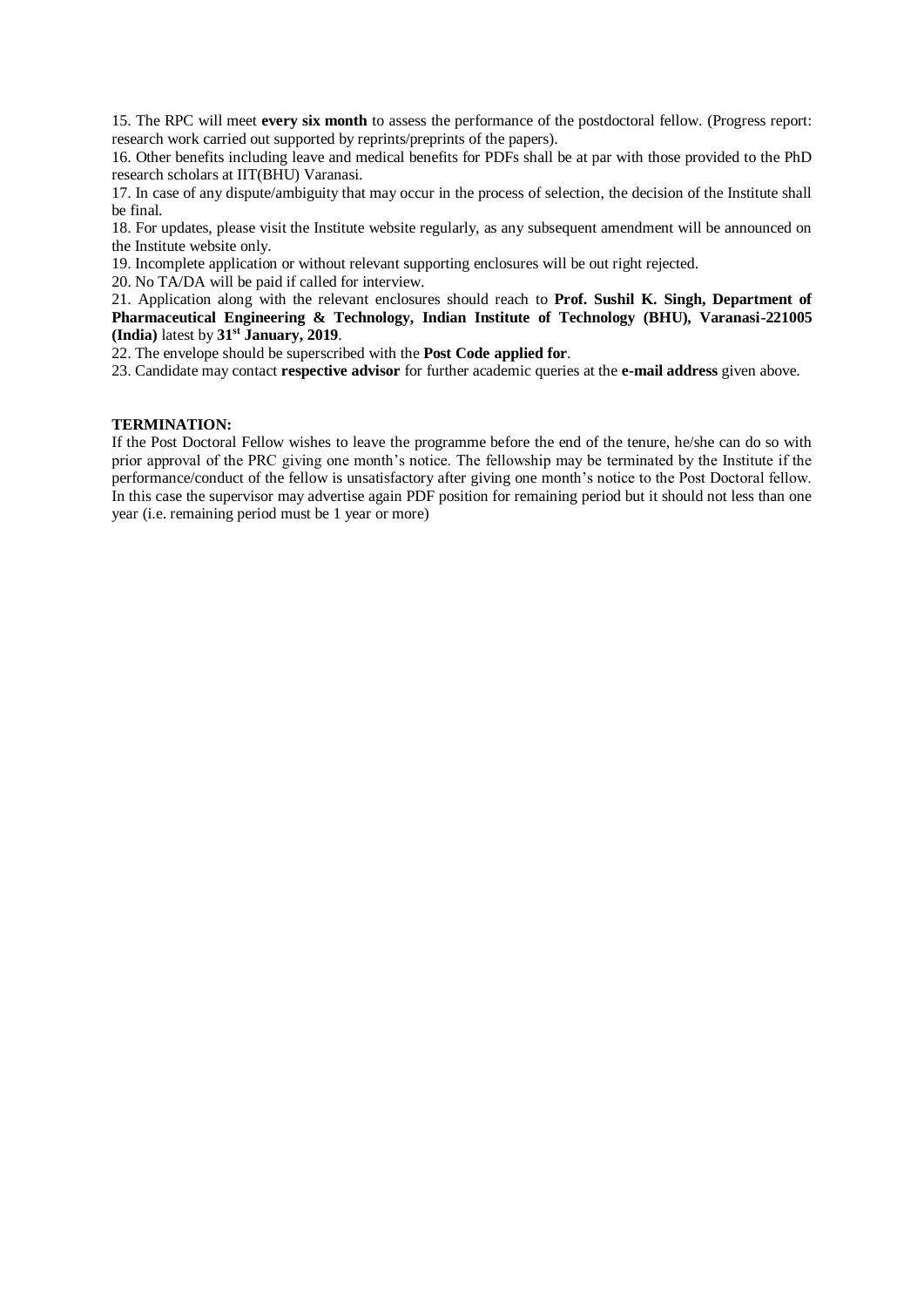15. The RPC will meet **every six month** to assess the performance of the postdoctoral fellow. (Progress report: research work carried out supported by reprints/preprints of the papers).

16. Other benefits including leave and medical benefits for PDFs shall be at par with those provided to the PhD research scholars at IIT(BHU) Varanasi.

17. In case of any dispute/ambiguity that may occur in the process of selection, the decision of the Institute shall be final.

18. For updates, please visit the Institute website regularly, as any subsequent amendment will be announced on the Institute website only.

19. Incomplete application or without relevant supporting enclosures will be out right rejected.

20. No TA/DA will be paid if called for interview.

21. Application along with the relevant enclosures should reach to **Prof. Sushil K. Singh, Department of Pharmaceutical Engineering & Technology, Indian Institute of Technology (BHU), Varanasi-221005 (India)** latest by **31st January, 2019**.

22. The envelope should be superscribed with the **Post Code applied for**.

23. Candidate may contact **respective advisor** for further academic queries at the **e-mail address** given above.

**TERMINATION:**

If the Post Doctoral Fellow wishes to leave the programme before the end of the tenure, he/she can do so with prior approval of the PRC giving one month's notice. The fellowship may be terminated by the Institute if the performance/conduct of the fellow is unsatisfactory after giving one month's notice to the Post Doctoral fellow. In this case the supervisor may advertise again PDF position for remaining period but it should not less than one year (i.e. remaining period must be 1 year or more)